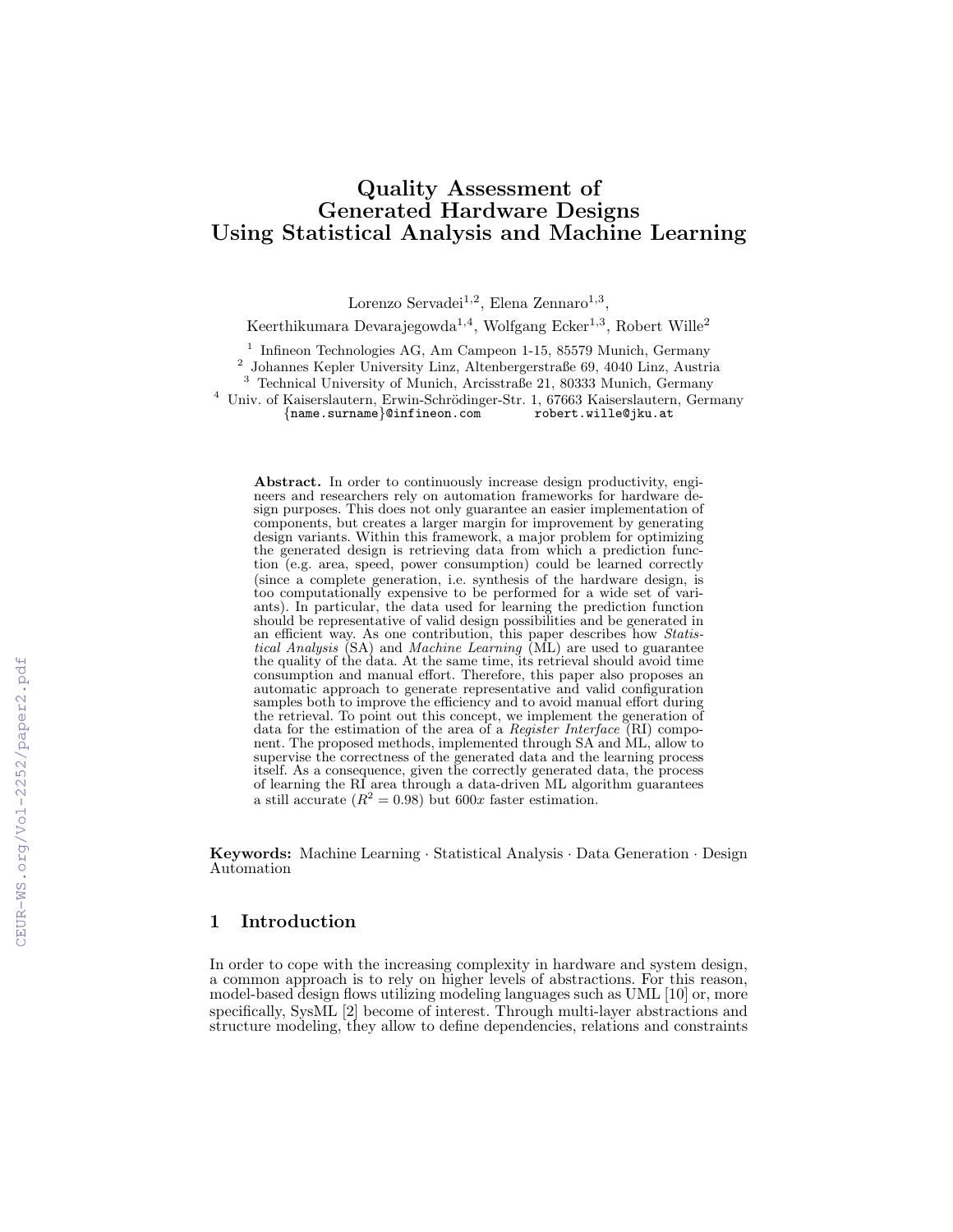# Quality Assessment of Generated Hardware Designs Using Statistical Analysis and Machine Learning

Lorenzo Servadei[1,2], Elena Zennaro[1,3], Keerthikumara Devarajegowda[1,4], Wolfgang Ecker[1,3], Robert Wille[2]

[1] Infineon Technologies AG, Am Campeon 1-15, 85579 Munich, Germany
[2] Johannes Kepler University Linz, Altenbergerstraße 69, 4040 Linz, Austria
[3] Technical University of Munich, Arcisstraße 21, 80333 Munich, Germany
[4] Univ. of Kaiserslautern, Erwin-Schrödinger-Str. 1, 67663 Kaiserslautern, Germany
{name.surname}@infineon.com robert.wille@jku.at

**Abstract.** In order to continuously increase design productivity, engineers and researchers rely on automation frameworks for hardware design purposes. This does not only guarantee an easier implementation of components, but creates a larger margin for improvement by generating design variants. Within this framework, a major problem for optimizing the generated design is retrieving data from which a prediction function (e.g. area, speed, power consumption) could be learned correctly (since a complete generation, i.e. synthesis of the hardware design, is too computationally expensive to be performed for a wide set of variants). In particular, the data used for learning the prediction function should be representative of valid design possibilities and be generated in an efficient way. As one contribution, this paper describes how *Statistical Analysis* (SA) and *Machine Learning* (ML) are used to guarantee the quality of the data. At the same time, its retrieval should avoid time consumption and manual effort. Therefore, this paper also proposes an automatic approach to generate representative and valid configuration samples both to improve the efficiency and to avoid manual effort during the retrieval. To point out this concept, we implement the generation of data for the estimation of the area of a *Register Interface* (RI) component. The proposed methods, implemented through SA and ML, allow to supervise the correctness of the generated data and the learning process itself. As a consequence, given the correctly generated data, the process of learning the RI area through a data-driven ML algorithm guarantees a still accurate ($R^2 = 0.98$) but $600x$ faster estimation.

**Keywords:** Machine Learning · Statistical Analysis · Data Generation · Design Automation

## 1 Introduction

In order to cope with the increasing complexity in hardware and system design, a common approach is to rely on higher levels of abstractions. For this reason, model-based design flows utilizing modeling languages such as UML [10] or, more specifically, SysML [2] become of interest. Through multi-layer abstractions and structure modeling, they allow to define dependencies, relations and constraints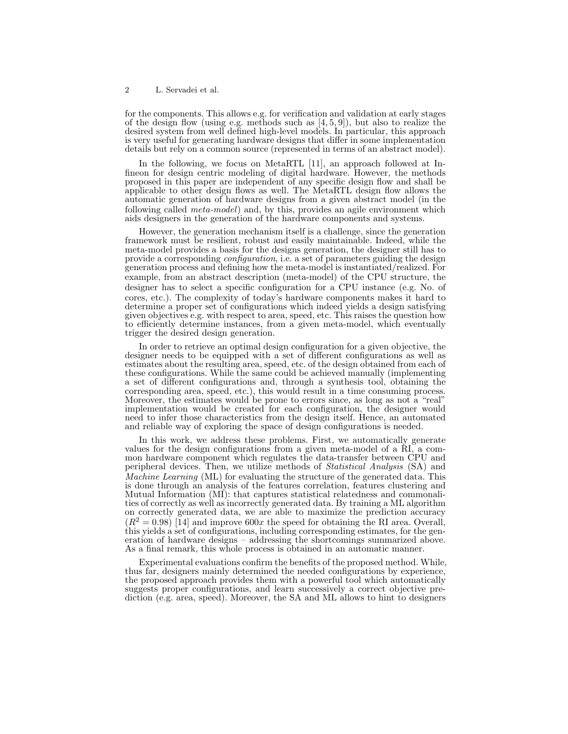for the components. This allows e.g. for verification and validation at early stages of the design flow (using e.g. methods such as [4, 5, 9]), but also to realize the desired system from well defined high-level models. In particular, this approach is very useful for generating hardware designs that differ in some implementation details but rely on a common source (represented in terms of an abstract model).

In the following, we focus on MetaRTL [11], an approach followed at Infineon for design centric modeling of digital hardware. However, the methods proposed in this paper are independent of any specific design flow and shall be applicable to other design flows as well. The MetaRTL design flow allows the automatic generation of hardware designs from a given abstract model (in the following called *meta-model*) and, by this, provides an agile environment which aids designers in the generation of the hardware components and systems.

However, the generation mechanism itself is a challenge, since the generation framework must be resilient, robust and easily maintainable. Indeed, while the meta-model provides a basis for the designs generation, the designer still has to provide a corresponding *configuration*, i.e. a set of parameters guiding the design generation process and defining how the meta-model is instantiated/realized. For example, from an abstract description (meta-model) of the CPU structure, the designer has to select a specific configuration for a CPU instance (e.g. No. of cores, etc.). The complexity of today's hardware components makes it hard to determine a proper set of configurations which indeed yields a design satisfying given objectives e.g. with respect to area, speed, etc. This raises the question how to efficiently determine instances, from a given meta-model, which eventually trigger the desired design generation.

In order to retrieve an optimal design configuration for a given objective, the designer needs to be equipped with a set of different configurations as well as estimates about the resulting area, speed, etc. of the design obtained from each of these configurations. While the same could be achieved manually (implementing a set of different configurations and, through a synthesis tool, obtaining the corresponding area, speed, etc.), this would result in a time consuming process. Moreover, the estimates would be prone to errors since, as long as not a "real" implementation would be created for each configuration, the designer would need to infer those characteristics from the design itself. Hence, an automated and reliable way of exploring the space of design configurations is needed.

In this work, we address these problems. First, we automatically generate values for the design configurations from a given meta-model of a RI, a common hardware component which regulates the data-transfer between CPU and peripheral devices. Then, we utilize methods of *Statistical Analysis* (SA) and *Machine Learning* (ML) for evaluating the structure of the generated data. This is done through an analysis of the features correlation, features clustering and Mutual Information (MI): that captures statistical relatedness and commonalities of correctly as well as incorrectly generated data. By training a ML algorithm on correctly generated data, we are able to maximize the prediction accuracy ($R^2 = 0.98$) [14] and improve $600x$ the speed for obtaining the RI area. Overall, this yields a set of configurations, including corresponding estimates, for the generation of hardware designs – addressing the shortcomings summarized above. As a final remark, this whole process is obtained in an automatic manner.

Experimental evaluations confirm the benefits of the proposed method. While, thus far, designers mainly determined the needed configurations by experience, the proposed approach provides them with a powerful tool which automatically suggests proper configurations, and learn successively a correct objective prediction (e.g. area, speed). Moreover, the SA and ML allows to hint to designers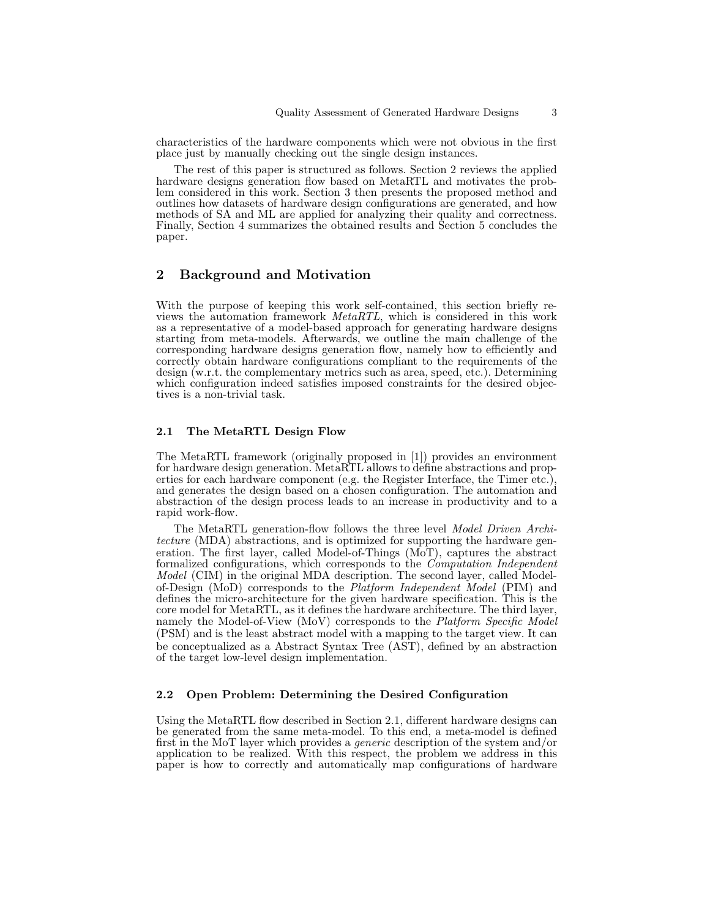characteristics of the hardware components which were not obvious in the first place just by manually checking out the single design instances.

The rest of this paper is structured as follows. Section 2 reviews the applied hardware designs generation flow based on MetaRTL and motivates the problem considered in this work. Section 3 then presents the proposed method and outlines how datasets of hardware design configurations are generated, and how methods of SA and ML are applied for analyzing their quality and correctness. Finally, Section 4 summarizes the obtained results and Section 5 concludes the paper.

## 2 Background and Motivation

With the purpose of keeping this work self-contained, this section briefly reviews the automation framework *MetaRTL*, which is considered in this work as a representative of a model-based approach for generating hardware designs starting from meta-models. Afterwards, we outline the main challenge of the corresponding hardware designs generation flow, namely how to efficiently and correctly obtain hardware configurations compliant to the requirements of the design (w.r.t. the complementary metrics such as area, speed, etc.). Determining which configuration indeed satisfies imposed constraints for the desired objectives is a non-trivial task.

### 2.1 The MetaRTL Design Flow

The MetaRTL framework (originally proposed in [1]) provides an environment for hardware design generation. MetaRTL allows to define abstractions and properties for each hardware component (e.g. the Register Interface, the Timer etc.), and generates the design based on a chosen configuration. The automation and abstraction of the design process leads to an increase in productivity and to a rapid work-flow.

The MetaRTL generation-flow follows the three level *Model Driven Architecture* (MDA) abstractions, and is optimized for supporting the hardware generation. The first layer, called Model-of-Things (MoT), captures the abstract formalized configurations, which corresponds to the *Computation Independent Model* (CIM) in the original MDA description. The second layer, called Model-of-Design (MoD) corresponds to the *Platform Independent Model* (PIM) and defines the micro-architecture for the given hardware specification. This is the core model for MetaRTL, as it defines the hardware architecture. The third layer, namely the Model-of-View (MoV) corresponds to the *Platform Specific Model* (PSM) and is the least abstract model with a mapping to the target view. It can be conceptualized as a Abstract Syntax Tree (AST), defined by an abstraction of the target low-level design implementation.

### 2.2 Open Problem: Determining the Desired Configuration

Using the MetaRTL flow described in Section 2.1, different hardware designs can be generated from the same meta-model. To this end, a meta-model is defined first in the MoT layer which provides a *generic* description of the system and/or application to be realized. With this respect, the problem we address in this paper is how to correctly and automatically map configurations of hardware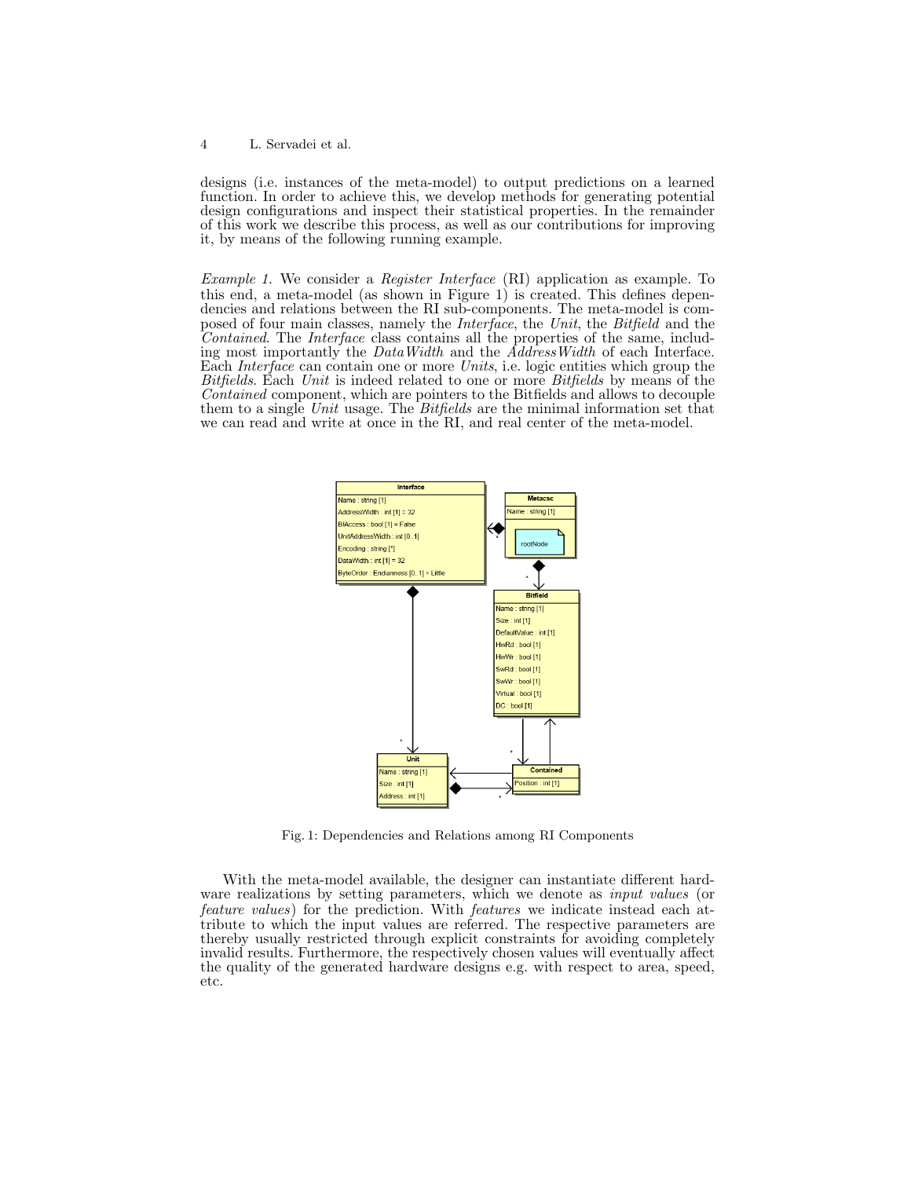designs (i.e. instances of the meta-model) to output predictions on a learned function. In order to achieve this, we develop methods for generating potential design configurations and inspect their statistical properties. In the remainder of this work we describe this process, as well as our contributions for improving it, by means of the following running example.

*Example 1.* We consider a *Register Interface* (RI) application as example. To this end, a meta-model (as shown in Figure 1) is created. This defines dependencies and relations between the RI sub-components. The meta-model is composed of four main classes, namely the *Interface*, the *Unit*, the *Bitfield* and the *Contained*. The *Interface* class contains all the properties of the same, including most importantly the *DataWidth* and the *AddressWidth* of each Interface. Each *Interface* can contain one or more *Units*, i.e. logic entities which group the *Bitfields*. Each *Unit* is indeed related to one or more *Bitfields* by means of the *Contained* component, which are pointers to the Bitfields and allows to decouple them to a single *Unit* usage. The *Bitfields* are the minimal information set that we can read and write at once in the RI, and real center of the meta-model.

Fig. 1: Dependencies and Relations among RI Components

With the meta-model available, the designer can instantiate different hardware realizations by setting parameters, which we denote as *input values* (or *feature values*) for the prediction. With *features* we indicate instead each attribute to which the input values are referred. The respective parameters are thereby usually restricted through explicit constraints for avoiding completely invalid results. Furthermore, the respectively chosen values will eventually affect the quality of the generated hardware designs e.g. with respect to area, speed, etc.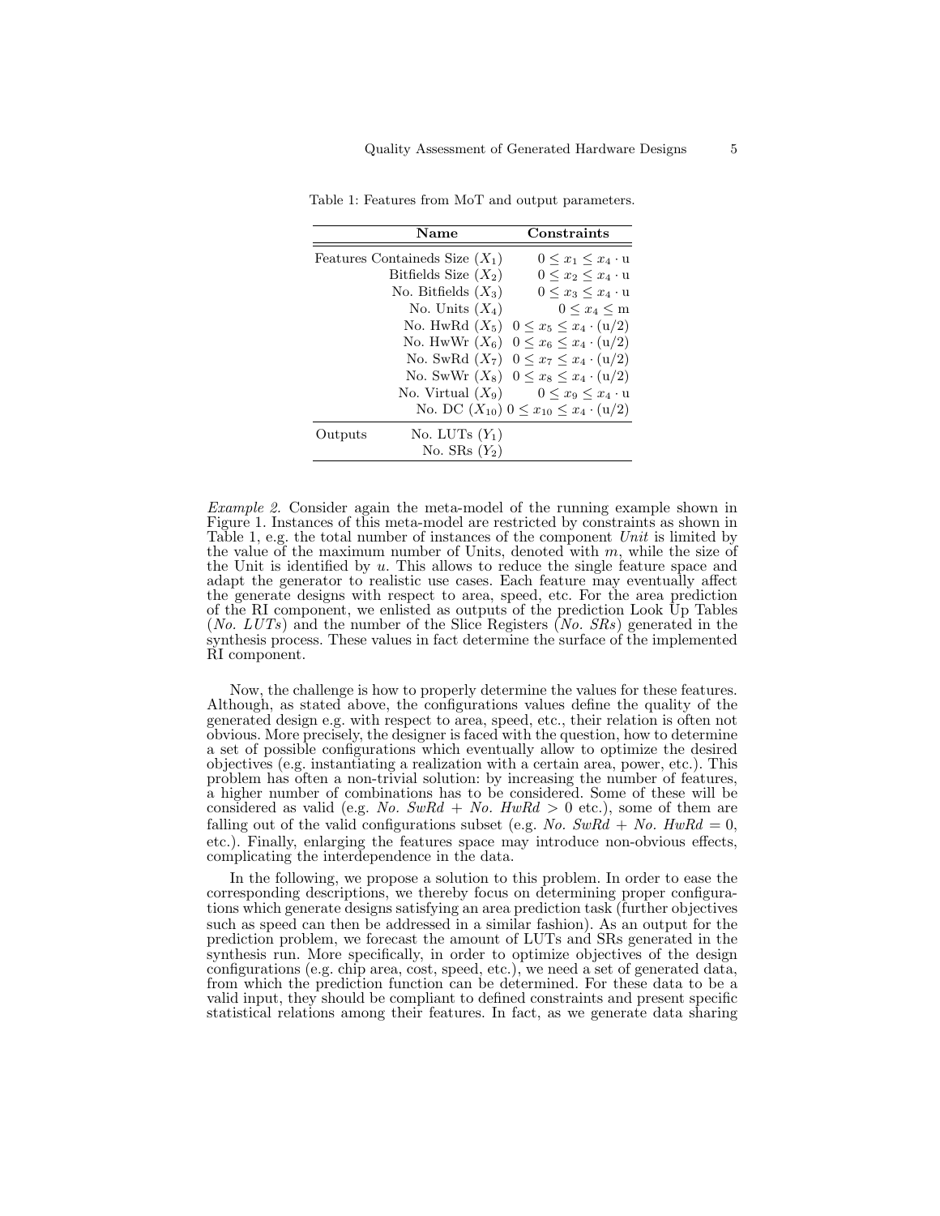Table 1: Features from MoT and output parameters.

| | Name | Constraints |
|---|---|---|
| | Features Containeds Size ($X_1$) | $0 \leq x_1 \leq x_4 \cdot \mathrm{u}$ |
| | Bitfields Size ($X_2$) | $0 \leq x_2 \leq x_4 \cdot \mathrm{u}$ |
| | No. Bitfields ($X_3$) | $0 \leq x_3 \leq x_4 \cdot \mathrm{u}$ |
| | No. Units ($X_4$) | $0 \leq x_4 \leq \mathrm{m}$ |
| | No. HwRd ($X_5$) | $0 \leq x_5 \leq x_4 \cdot (\mathrm{u}/2)$ |
| | No. HwWr ($X_6$) | $0 \leq x_6 \leq x_4 \cdot (\mathrm{u}/2)$ |
| | No. SwRd ($X_7$) | $0 \leq x_7 \leq x_4 \cdot (\mathrm{u}/2)$ |
| | No. SwWr ($X_8$) | $0 \leq x_8 \leq x_4 \cdot (\mathrm{u}/2)$ |
| | No. Virtual ($X_9$) | $0 \leq x_9 \leq x_4 \cdot \mathrm{u}$ |
| | No. DC ($X_{10}$) | $0 \leq x_{10} \leq x_4 \cdot (\mathrm{u}/2)$ |
| Outputs | No. LUTs ($Y_1$) | |
| | No. SRs ($Y_2$) | |

*Example 2.* Consider again the meta-model of the running example shown in Figure 1. Instances of this meta-model are restricted by constraints as shown in Table 1, e.g. the total number of instances of the component *Unit* is limited by the value of the maximum number of Units, denoted with $m$, while the size of the Unit is identified by $u$. This allows to reduce the single feature space and adapt the generator to realistic use cases. Each feature may eventually affect the generate designs with respect to area, speed, etc. For the area prediction of the RI component, we enlisted as outputs of the prediction Look Up Tables (*No. LUTs*) and the number of the Slice Registers (*No. SRs*) generated in the synthesis process. These values in fact determine the surface of the implemented RI component.

Now, the challenge is how to properly determine the values for these features. Although, as stated above, the configurations values define the quality of the generated design e.g. with respect to area, speed, etc., their relation is often not obvious. More precisely, the designer is faced with the question, how to determine a set of possible configurations which eventually allow to optimize the desired objectives (e.g. instantiating a realization with a certain area, power, etc.). This problem has often a non-trivial solution: by increasing the number of features, a higher number of combinations has to be considered. Some of these will be considered as valid (e.g. *No. SwRd* + *No. HwRd* $> 0$ etc.), some of them are falling out of the valid configurations subset (e.g. *No. SwRd* + *No. HwRd* $= 0$, etc.). Finally, enlarging the features space may introduce non-obvious effects, complicating the interdependence in the data.

In the following, we propose a solution to this problem. In order to ease the corresponding descriptions, we thereby focus on determining proper configurations which generate designs satisfying an area prediction task (further objectives such as speed can then be addressed in a similar fashion). As an output for the prediction problem, we forecast the amount of LUTs and SRs generated in the synthesis run. More specifically, in order to optimize objectives of the design configurations (e.g. chip area, cost, speed, etc.), we need a set of generated data, from which the prediction function can be determined. For these data to be a valid input, they should be compliant to defined constraints and present specific statistical relations among their features. In fact, as we generate data sharing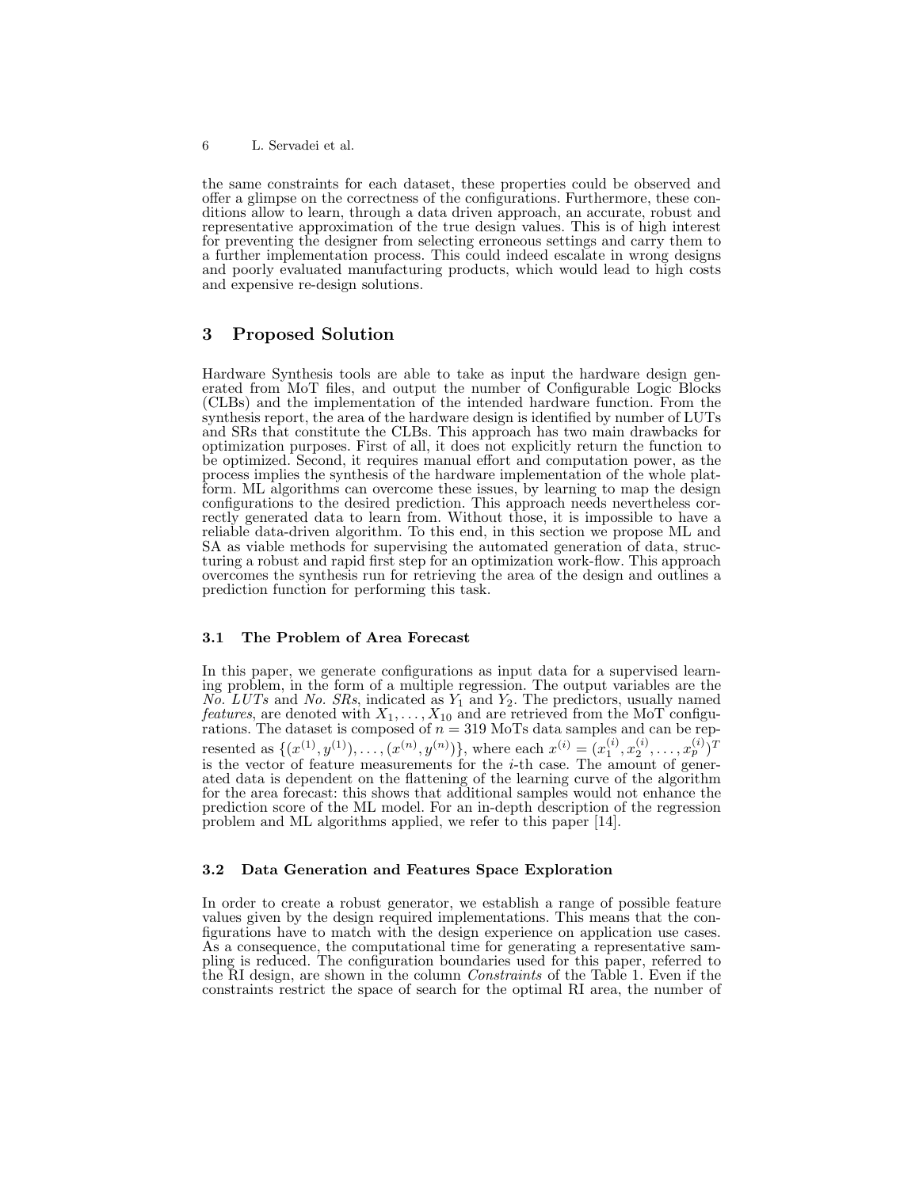the same constraints for each dataset, these properties could be observed and offer a glimpse on the correctness of the configurations. Furthermore, these conditions allow to learn, through a data driven approach, an accurate, robust and representative approximation of the true design values. This is of high interest for preventing the designer from selecting erroneous settings and carry them to a further implementation process. This could indeed escalate in wrong designs and poorly evaluated manufacturing products, which would lead to high costs and expensive re-design solutions.

## 3 Proposed Solution

Hardware Synthesis tools are able to take as input the hardware design generated from MoT files, and output the number of Configurable Logic Blocks (CLBs) and the implementation of the intended hardware function. From the synthesis report, the area of the hardware design is identified by number of LUTs and SRs that constitute the CLBs. This approach has two main drawbacks for optimization purposes. First of all, it does not explicitly return the function to be optimized. Second, it requires manual effort and computation power, as the process implies the synthesis of the hardware implementation of the whole platform. ML algorithms can overcome these issues, by learning to map the design configurations to the desired prediction. This approach needs nevertheless correctly generated data to learn from. Without those, it is impossible to have a reliable data-driven algorithm. To this end, in this section we propose ML and SA as viable methods for supervising the automated generation of data, structuring a robust and rapid first step for an optimization work-flow. This approach overcomes the synthesis run for retrieving the area of the design and outlines a prediction function for performing this task.

### 3.1 The Problem of Area Forecast

In this paper, we generate configurations as input data for a supervised learning problem, in the form of a multiple regression. The output variables are the *No. LUTs* and *No. SRs*, indicated as $Y_1$ and $Y_2$. The predictors, usually named *features*, are denoted with $X_1, \ldots, X_{10}$ and are retrieved from the MoT configurations. The dataset is composed of $n = 319$ MoTs data samples and can be represented as $\{(x^{(1)}, y^{(1)}), \ldots, (x^{(n)}, y^{(n)})\}$, where each $x^{(i)} = (x_1^{(i)}, x_2^{(i)}, \ldots, x_p^{(i)})^T$ is the vector of feature measurements for the $i$-th case. The amount of generated data is dependent on the flattening of the learning curve of the algorithm for the area forecast: this shows that additional samples would not enhance the prediction score of the ML model. For an in-depth description of the regression problem and ML algorithms applied, we refer to this paper [14].

### 3.2 Data Generation and Features Space Exploration

In order to create a robust generator, we establish a range of possible feature values given by the design required implementations. This means that the configurations have to match with the design experience on application use cases. As a consequence, the computational time for generating a representative sampling is reduced. The configuration boundaries used for this paper, referred to the RI design, are shown in the column *Constraints* of the Table 1. Even if the constraints restrict the space of search for the optimal RI area, the number of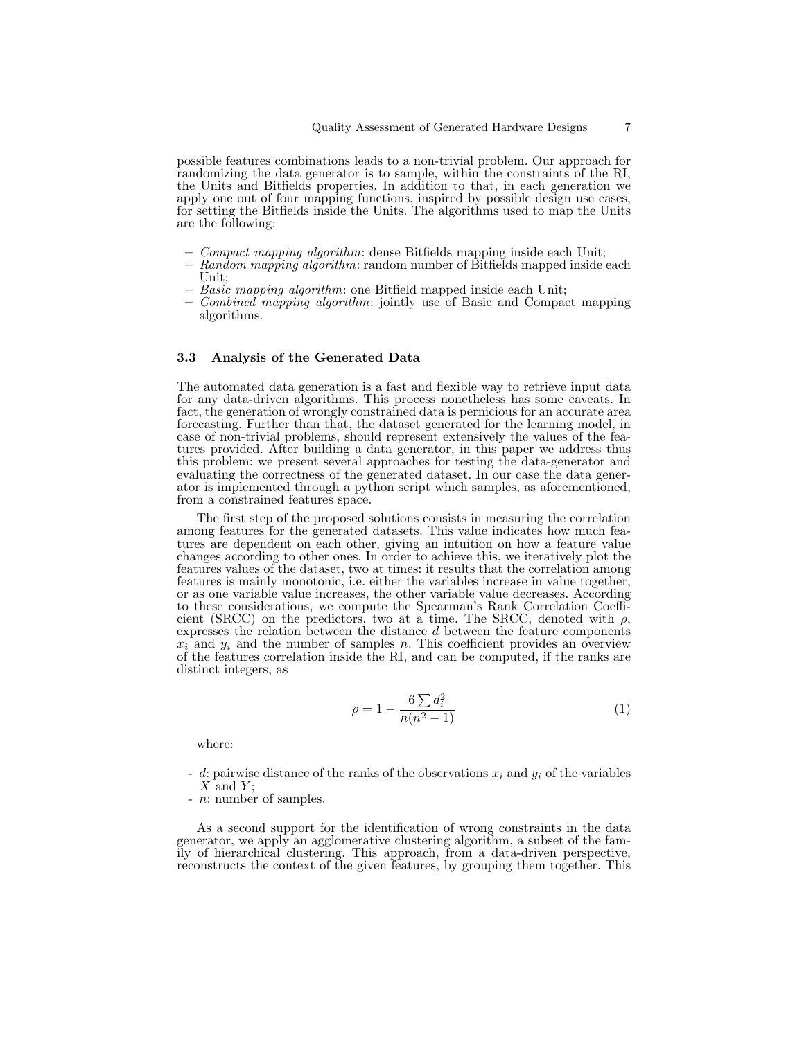possible features combinations leads to a non-trivial problem. Our approach for randomizing the data generator is to sample, within the constraints of the RI, the Units and Bitfields properties. In addition to that, in each generation we apply one out of four mapping functions, inspired by possible design use cases, for setting the Bitfields inside the Units. The algorithms used to map the Units are the following:

- *Compact mapping algorithm*: dense Bitfields mapping inside each Unit;
- *Random mapping algorithm*: random number of Bitfields mapped inside each Unit;
- *Basic mapping algorithm*: one Bitfield mapped inside each Unit;
- *Combined mapping algorithm*: jointly use of Basic and Compact mapping algorithms.

### 3.3 Analysis of the Generated Data

The automated data generation is a fast and flexible way to retrieve input data for any data-driven algorithms. This process nonetheless has some caveats. In fact, the generation of wrongly constrained data is pernicious for an accurate area forecasting. Further than that, the dataset generated for the learning model, in case of non-trivial problems, should represent extensively the values of the features provided. After building a data generator, in this paper we address thus this problem: we present several approaches for testing the data-generator and evaluating the correctness of the generated dataset. In our case the data generator is implemented through a python script which samples, as aforementioned, from a constrained features space.

The first step of the proposed solutions consists in measuring the correlation among features for the generated datasets. This value indicates how much features are dependent on each other, giving an intuition on how a feature value changes according to other ones. In order to achieve this, we iteratively plot the features values of the dataset, two at times: it results that the correlation among features is mainly monotonic, i.e. either the variables increase in value together, or as one variable value increases, the other variable value decreases. According to these considerations, we compute the Spearman's Rank Correlation Coefficient (SRCC) on the predictors, two at a time. The SRCC, denoted with $\rho$, expresses the relation between the distance $d$ between the feature components $x_i$ and $y_i$ and the number of samples $n$. This coefficient provides an overview of the features correlation inside the RI, and can be computed, if the ranks are distinct integers, as

$$\rho = 1 - \frac{6 \sum d_i^2}{n(n^2 - 1)} \tag{1}$$

where:

- $d$: pairwise distance of the ranks of the observations $x_i$ and $y_i$ of the variables $X$ and $Y$;
- $n$: number of samples.

As a second support for the identification of wrong constraints in the data generator, we apply an agglomerative clustering algorithm, a subset of the family of hierarchical clustering. This approach, from a data-driven perspective, reconstructs the context of the given features, by grouping them together. This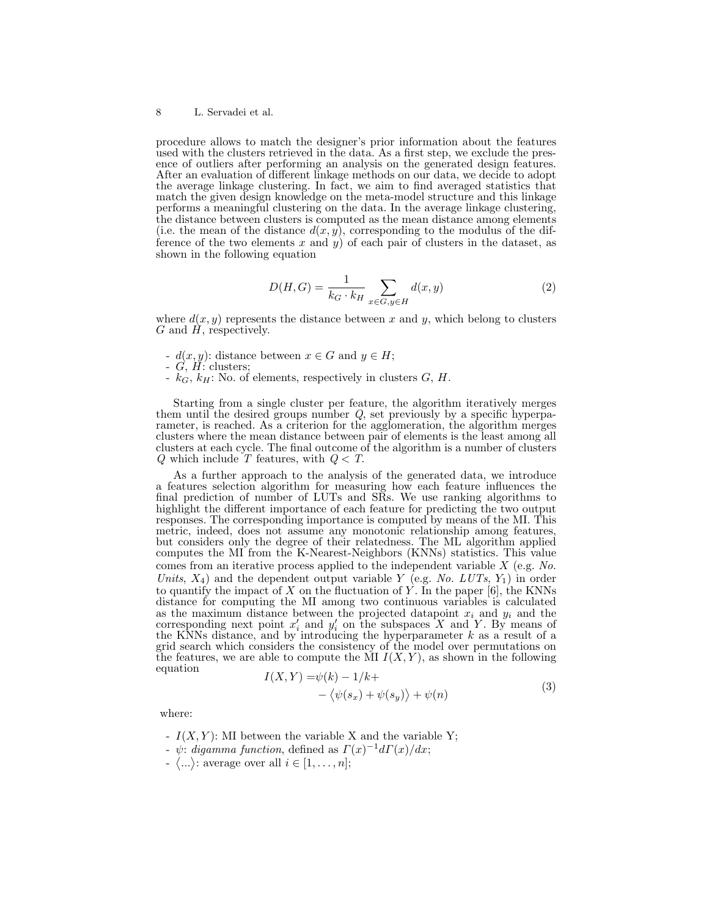procedure allows to match the designer's prior information about the features used with the clusters retrieved in the data. As a first step, we exclude the presence of outliers after performing an analysis on the generated design features. After an evaluation of different linkage methods on our data, we decide to adopt the average linkage clustering. In fact, we aim to find averaged statistics that match the given design knowledge on the meta-model structure and this linkage performs a meaningful clustering on the data. In the average linkage clustering, the distance between clusters is computed as the mean distance among elements (i.e. the mean of the distance $d(x, y)$, corresponding to the modulus of the difference of the two elements $x$ and $y$) of each pair of clusters in the dataset, as shown in the following equation

$$D(H, G) = \frac{1}{k_G \cdot k_H} \sum_{x \in G, y \in H} d(x, y) \tag{2}$$

where $d(x, y)$ represents the distance between $x$ and $y$, which belong to clusters $G$ and $H$, respectively.

- $d(x, y)$: distance between $x \in G$ and $y \in H$;
- $G$, $H$: clusters;
- $k_G$, $k_H$: No. of elements, respectively in clusters $G$, $H$.

Starting from a single cluster per feature, the algorithm iteratively merges them until the desired groups number $Q$, set previously by a specific hyperparameter, is reached. As a criterion for the agglomeration, the algorithm merges clusters where the mean distance between pair of elements is the least among all clusters at each cycle. The final outcome of the algorithm is a number of clusters $Q$ which include $T$ features, with $Q < T$.

As a further approach to the analysis of the generated data, we introduce a features selection algorithm for measuring how each feature influences the final prediction of number of LUTs and SRs. We use ranking algorithms to highlight the different importance of each feature for predicting the two output responses. The corresponding importance is computed by means of the MI. This metric, indeed, does not assume any monotonic relationship among features, but considers only the degree of their relatedness. The ML algorithm applied computes the MI from the K-Nearest-Neighbors (KNNs) statistics. This value comes from an iterative process applied to the independent variable $X$ (e.g. *No. Units*, $X_4$) and the dependent output variable $Y$ (e.g. *No. LUTs*, $Y_1$) in order to quantify the impact of $X$ on the fluctuation of $Y$. In the paper [6], the KNNs distance for computing the MI among two continuous variables is calculated as the maximum distance between the projected datapoint $x_i$ and $y_i$ and the corresponding next point $x_i'$ and $y_i'$ on the subspaces $X$ and $Y$. By means of the KNNs distance, and by introducing the hyperparameter $k$ as a result of a grid search which considers the consistency of the model over permutations on the features, we are able to compute the MI $I(X, Y)$, as shown in the following equation

$$\begin{aligned} I(X, Y) = &\psi(k) - 1/k + \\ &- \langle \psi(s_x) + \psi(s_y) \rangle + \psi(n) \end{aligned} \tag{3}$$

where:

- $I(X, Y)$: MI between the variable X and the variable Y;
- $\psi$: *digamma function*, defined as $\Gamma(x)^{-1} d\Gamma(x)/dx$;
- $\langle ... \rangle$: average over all $i \in [1, \dots, n]$;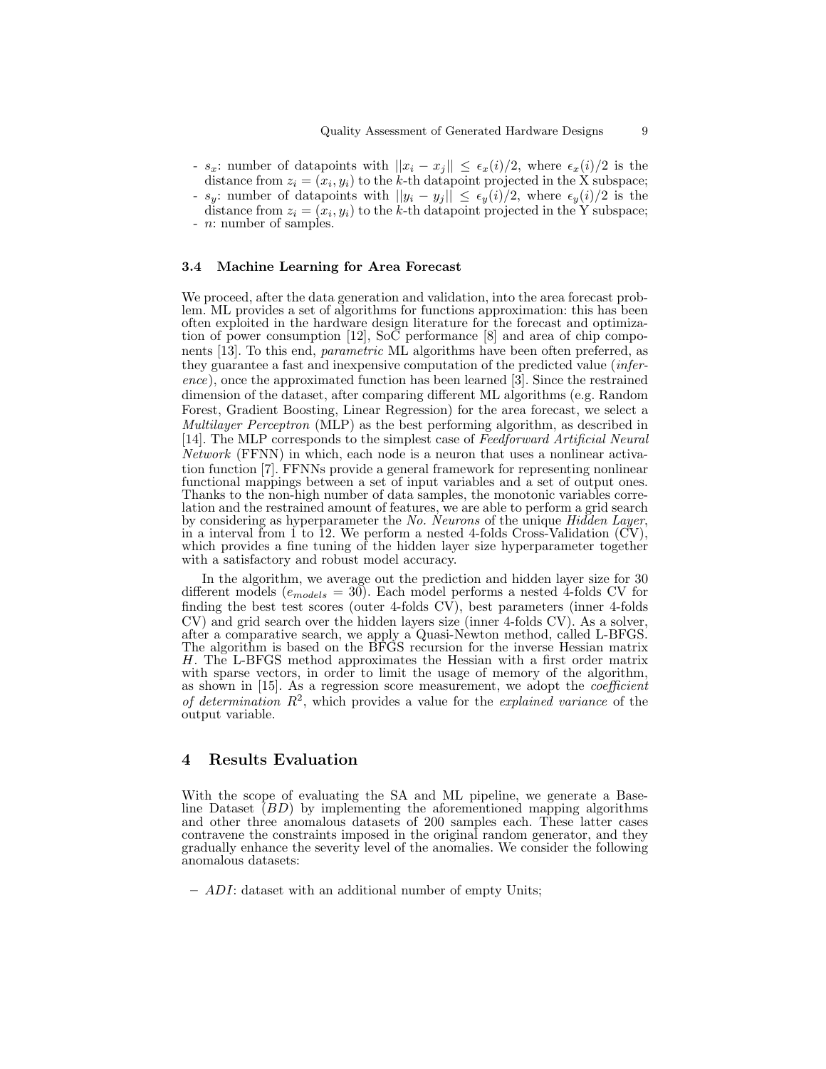- $s_x$: number of datapoints with $||x_i - x_j|| \leq \epsilon_x(i)/2$, where $\epsilon_x(i)/2$ is the distance from $z_i = (x_i, y_i)$ to the $k$-th datapoint projected in the X subspace;
- $s_y$: number of datapoints with $||y_i - y_j|| \leq \epsilon_y(i)/2$, where $\epsilon_y(i)/2$ is the distance from $z_i = (x_i, y_i)$ to the $k$-th datapoint projected in the Y subspace;
- $n$: number of samples.

### 3.4 Machine Learning for Area Forecast

We proceed, after the data generation and validation, into the area forecast problem. ML provides a set of algorithms for functions approximation: this has been often exploited in the hardware design literature for the forecast and optimization of power consumption [12], SoC performance [8] and area of chip components [13]. To this end, *parametric* ML algorithms have been often preferred, as they guarantee a fast and inexpensive computation of the predicted value (*inference*), once the approximated function has been learned [3]. Since the restrained dimension of the dataset, after comparing different ML algorithms (e.g. Random Forest, Gradient Boosting, Linear Regression) for the area forecast, we select a *Multilayer Perceptron* (MLP) as the best performing algorithm, as described in [14]. The MLP corresponds to the simplest case of *Feedforward Artificial Neural Network* (FFNN) in which, each node is a neuron that uses a nonlinear activation function [7]. FFNNs provide a general framework for representing nonlinear functional mappings between a set of input variables and a set of output ones. Thanks to the non-high number of data samples, the monotonic variables correlation and the restrained amount of features, we are able to perform a grid search by considering as hyperparameter the *No. Neurons* of the unique *Hidden Layer*, in a interval from 1 to 12. We perform a nested 4-folds Cross-Validation (CV), which provides a fine tuning of the hidden layer size hyperparameter together with a satisfactory and robust model accuracy.

In the algorithm, we average out the prediction and hidden layer size for 30 different models ($e_{models} = 30$). Each model performs a nested 4-folds CV for finding the best test scores (outer 4-folds CV), best parameters (inner 4-folds CV) and grid search over the hidden layers size (inner 4-folds CV). As a solver, after a comparative search, we apply a Quasi-Newton method, called L-BFGS. The algorithm is based on the BFGS recursion for the inverse Hessian matrix $H$. The L-BFGS method approximates the Hessian with a first order matrix with sparse vectors, in order to limit the usage of memory of the algorithm, as shown in [15]. As a regression score measurement, we adopt the *coefficient of determination* $R^2$, which provides a value for the *explained variance* of the output variable.

## 4 Results Evaluation

With the scope of evaluating the SA and ML pipeline, we generate a Baseline Dataset ($BD$) by implementing the aforementioned mapping algorithms and other three anomalous datasets of 200 samples each. These latter cases contravene the constraints imposed in the original random generator, and they gradually enhance the severity level of the anomalies. We consider the following anomalous datasets:

- $ADI$: dataset with an additional number of empty Units;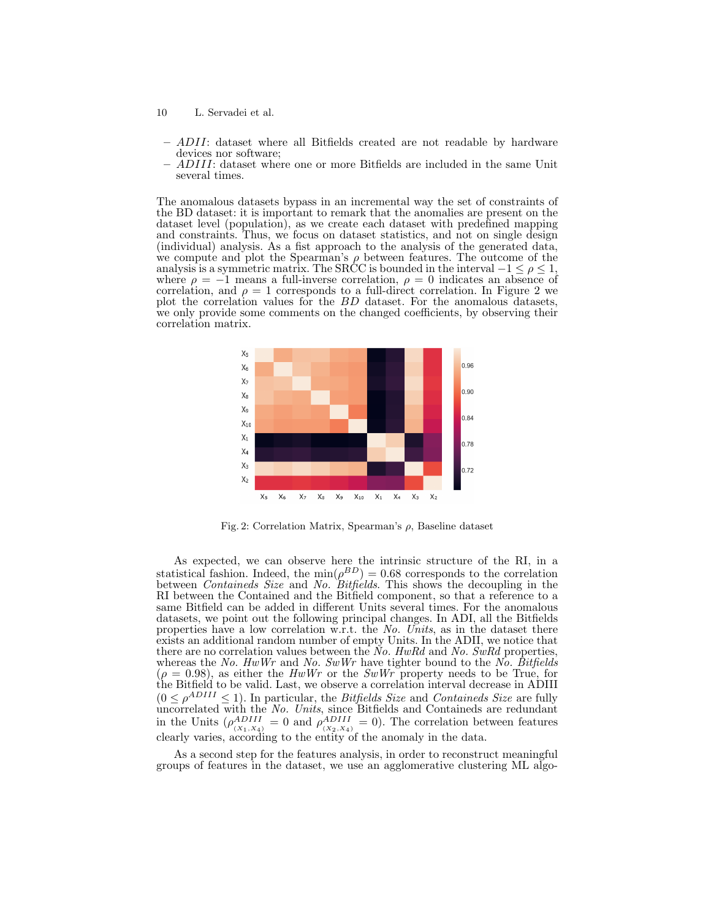- *ADII*: dataset where all Bitfields created are not readable by hardware devices nor software;
- *ADIII*: dataset where one or more Bitfields are included in the same Unit several times.

The anomalous datasets bypass in an incremental way the set of constraints of the BD dataset: it is important to remark that the anomalies are present on the dataset level (population), as we create each dataset with predefined mapping and constraints. Thus, we focus on dataset statistics, and not on single design (individual) analysis. As a fist approach to the analysis of the generated data, we compute and plot the Spearman's $\rho$ between features. The outcome of the analysis is a symmetric matrix. The SRCC is bounded in the interval $-1 \leq \rho \leq 1$, where $\rho = -1$ means a full-inverse correlation, $\rho = 0$ indicates an absence of correlation, and $\rho = 1$ corresponds to a full-direct correlation. In Figure 2 we plot the correlation values for the *BD* dataset. For the anomalous datasets, we only provide some comments on the changed coefficients, by observing their correlation matrix.

Fig. 2: Correlation Matrix, Spearman's $\rho$, Baseline dataset

As expected, we can observe here the intrinsic structure of the RI, in a statistical fashion. Indeed, the $\min(\rho^{BD}) = 0.68$ corresponds to the correlation between *Containeds Size* and *No. Bitfields*. This shows the decoupling in the RI between the Contained and the Bitfield component, so that a reference to a same Bitfield can be added in different Units several times. For the anomalous datasets, we point out the following principal changes. In ADI, all the Bitfields properties have a low correlation w.r.t. the *No. Units*, as in the dataset there exists an additional random number of empty Units. In the ADII, we notice that there are no correlation values between the *No. HwRd* and *No. SwRd* properties, whereas the *No. HwWr* and *No. SwWr* have tighter bound to the *No. Bitfields* ($\rho = 0.98$), as either the *HwWr* or the *SwWr* property needs to be True, for the Bitfield to be valid. Last, we observe a correlation interval decrease in ADIII ($0 \leq \rho^{ADIII} \leq 1$). In particular, the *Bitfields Size* and *Containeds Size* are fully uncorrelated with the *No. Units*, since Bitfields and Containeds are redundant in the Units ($\rho^{ADIII}_{(X_1,X_4)} = 0$ and $\rho^{ADIII}_{(X_2,X_4)} = 0$). The correlation between features clearly varies, according to the entity of the anomaly in the data.

As a second step for the features analysis, in order to reconstruct meaningful groups of features in the dataset, we use an agglomerative clustering ML algo-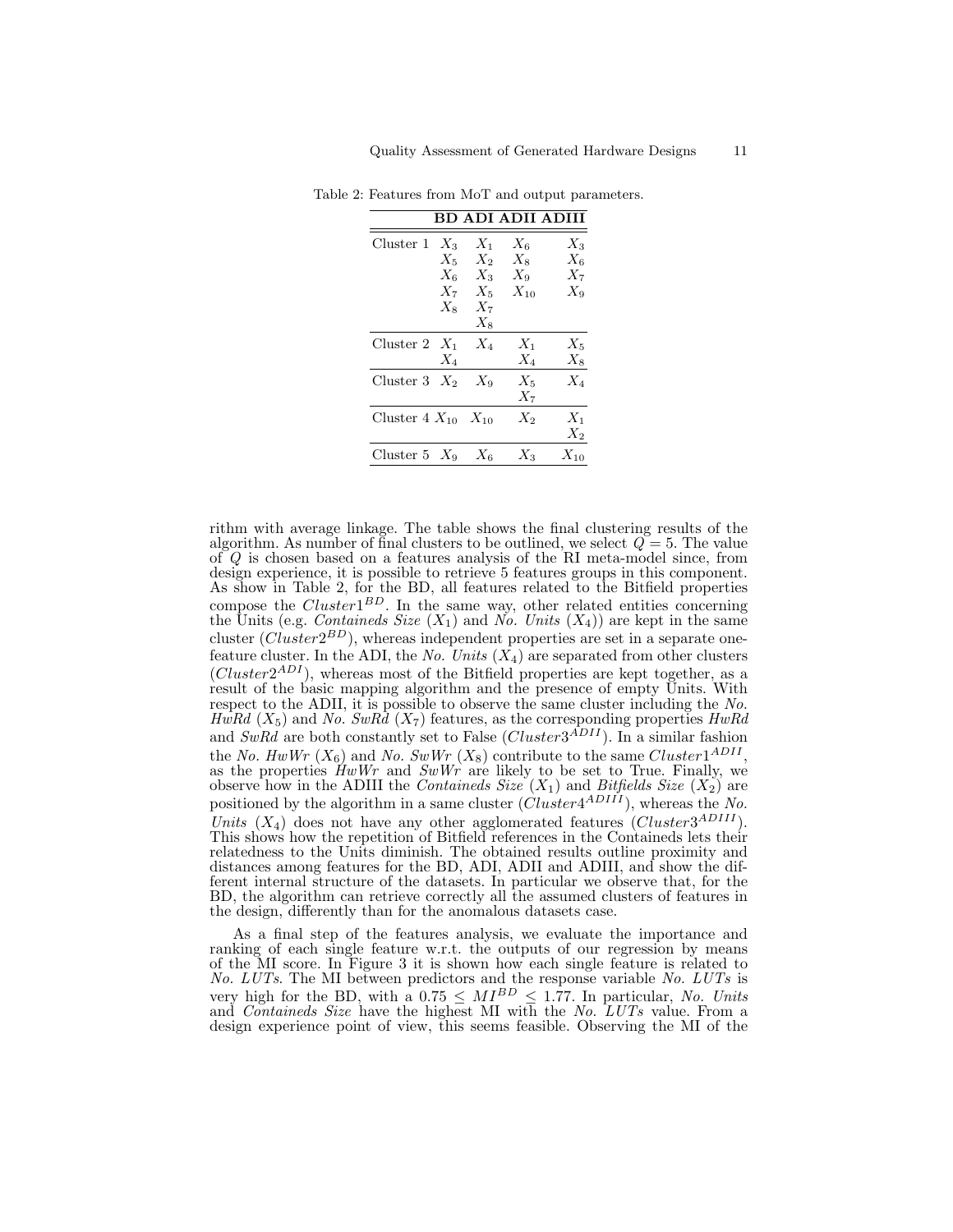Table 2: Features from MoT and output parameters.

| | BD | ADI | ADII | ADIII |
|---|---|---|---|---|
| Cluster 1 | $X_3$ $X_5$ $X_6$ $X_7$ $X_8$ | $X_1$ $X_2$ $X_3$ $X_5$ $X_7$ $X_8$ | $X_6$ $X_8$ $X_9$ $X_{10}$ | $X_3$ $X_6$ $X_7$ $X_9$ |
| Cluster 2 | $X_1$ $X_4$ | $X_4$ | $X_1$ $X_4$ | $X_5$ $X_8$ |
| Cluster 3 | $X_2$ | $X_9$ | $X_5$ $X_7$ | $X_4$ |
| Cluster 4 | $X_{10}$ | $X_{10}$ | $X_2$ | $X_1$ $X_2$ |
| Cluster 5 | $X_9$ | $X_6$ | $X_3$ | $X_{10}$ |

rithm with average linkage. The table shows the final clustering results of the algorithm. As number of final clusters to be outlined, we select $Q = 5$. The value of $Q$ is chosen based on a features analysis of the RI meta-model since, from design experience, it is possible to retrieve 5 features groups in this component. As show in Table 2, for the BD, all features related to the Bitfield properties compose the $Cluster1^{BD}$. In the same way, other related entities concerning the Units (e.g. *Containeds Size* ($X_1$) and *No. Units* ($X_4$)) are kept in the same cluster ($Cluster2^{BD}$), whereas independent properties are set in a separate one-feature cluster. In the ADI, the *No. Units* ($X_4$) are separated from other clusters ($Cluster2^{ADI}$), whereas most of the Bitfield properties are kept together, as a result of the basic mapping algorithm and the presence of empty Units. With respect to the ADII, it is possible to observe the same cluster including the *No. HwRd* ($X_5$) and *No. SwRd* ($X_7$) features, as the corresponding properties *HwRd* and *SwRd* are both constantly set to False ($Cluster3^{ADII}$). In a similar fashion the *No. HwWr* ($X_6$) and *No. SwWr* ($X_8$) contribute to the same $Cluster1^{ADII}$, as the properties *HwWr* and *SwWr* are likely to be set to True. Finally, we observe how in the ADIII the *Containeds Size* ($X_1$) and *Bitfields Size* ($X_2$) are positioned by the algorithm in a same cluster ($Cluster4^{ADIII}$), whereas the *No. Units* ($X_4$) does not have any other agglomerated features ($Cluster3^{ADIII}$). This shows how the repetition of Bitfield references in the Containeds lets their relatedness to the Units diminish. The obtained results outline proximity and distances among features for the BD, ADI, ADII and ADIII, and show the different internal structure of the datasets. In particular we observe that, for the BD, the algorithm can retrieve correctly all the assumed clusters of features in the design, differently than for the anomalous datasets case.

As a final step of the features analysis, we evaluate the importance and ranking of each single feature w.r.t. the outputs of our regression by means of the MI score. In Figure 3 it is shown how each single feature is related to *No. LUTs*. The MI between predictors and the response variable *No. LUTs* is very high for the BD, with a $0.75 \leq MI^{BD} \leq 1.77$. In particular, *No. Units* and *Containeds Size* have the highest MI with the *No. LUTs* value. From a design experience point of view, this seems feasible. Observing the MI of the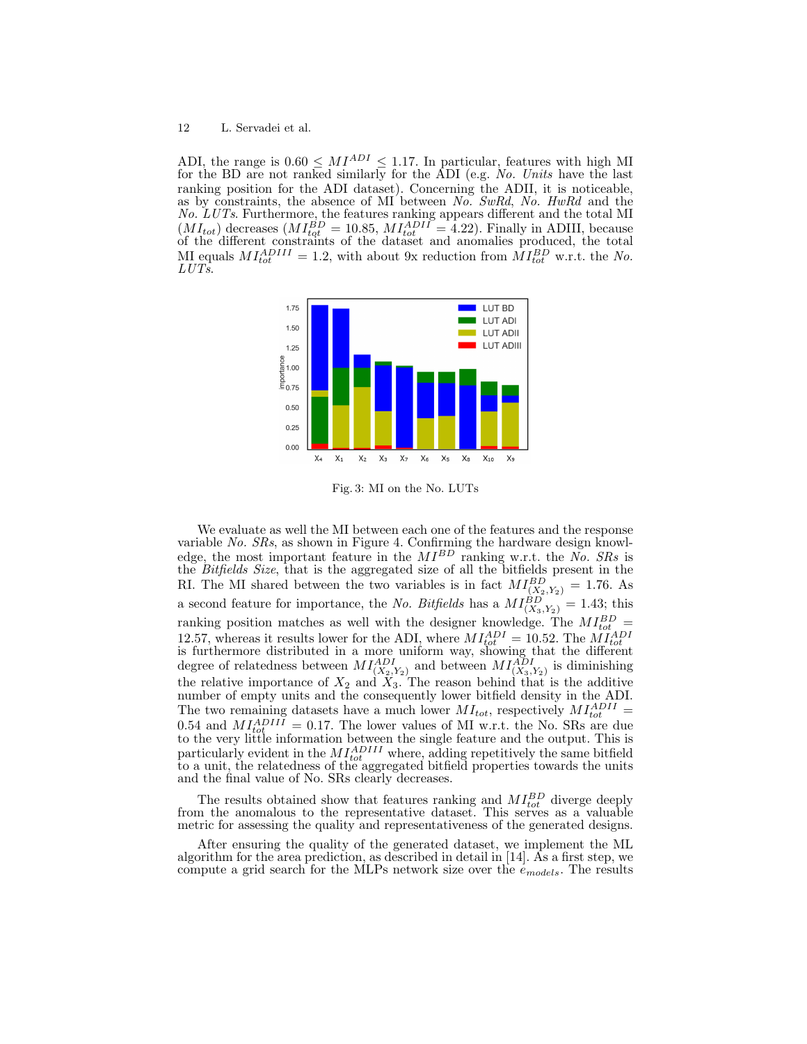ADI, the range is $0.60 \leq MI^{ADI} \leq 1.17$. In particular, features with high MI for the BD are not ranked similarly for the ADI (e.g. *No. Units* have the last ranking position for the ADI dataset). Concerning the ADII, it is noticeable, as by constraints, the absence of MI between *No. SwRd*, *No. HwRd* and the *No. LUTs*. Furthermore, the features ranking appears different and the total MI ($MI_{tot}$) decreases ($MI_{tot}^{BD} = 10.85$, $MI_{tot}^{ADII} = 4.22$). Finally in ADIII, because of the different constraints of the dataset and anomalies produced, the total MI equals $MI_{tot}^{ADIII} = 1.2$, with about 9x reduction from $MI_{tot}^{BD}$ w.r.t. the *No. LUTs*.

Fig. 3: MI on the No. LUTs

We evaluate as well the MI between each one of the features and the response variable *No. SRs*, as shown in Figure 4. Confirming the hardware design knowledge, the most important feature in the $MI^{BD}$ ranking w.r.t. the *No. SRs* is the *Bitfields Size*, that is the aggregated size of all the bitfields present in the RI. The MI shared between the two variables is in fact $MI_{(X_2,Y_2)}^{BD} = 1.76$. As a second feature for importance, the *No. Bitfields* has a $MI_{(X_3,Y_2)}^{BD} = 1.43$; this ranking position matches as well with the designer knowledge. The $MI_{tot}^{BD} = 12.57$, whereas it results lower for the ADI, where $MI_{tot}^{ADI} = 10.52$. The $MI_{tot}^{ADI}$ is furthermore distributed in a more uniform way, showing that the different degree of relatedness between $MI_{(X_2,Y_2)}^{ADI}$ and between $MI_{(X_3,Y_2)}^{ADI}$ is diminishing the relative importance of $X_2$ and $X_3$. The reason behind that is the additive number of empty units and the consequently lower bitfield density in the ADI. The two remaining datasets have a much lower $MI_{tot}$, respectively $MI_{tot}^{ADII} = 0.54$ and $MI_{tot}^{ADIII} = 0.17$. The lower values of MI w.r.t. the No. SRs are due to the very little information between the single feature and the output. This is particularly evident in the $MI_{tot}^{ADIII}$ where, adding repetitively the same bitfield to a unit, the relatedness of the aggregated bitfield properties towards the units and the final value of No. SRs clearly decreases.

The results obtained show that features ranking and $MI_{tot}^{BD}$ diverge deeply from the anomalous to the representative dataset. This serves as a valuable metric for assessing the quality and representativeness of the generated designs.

After ensuring the quality of the generated dataset, we implement the ML algorithm for the area prediction, as described in detail in [14]. As a first step, we compute a grid search for the MLPs network size over the $e_{models}$. The results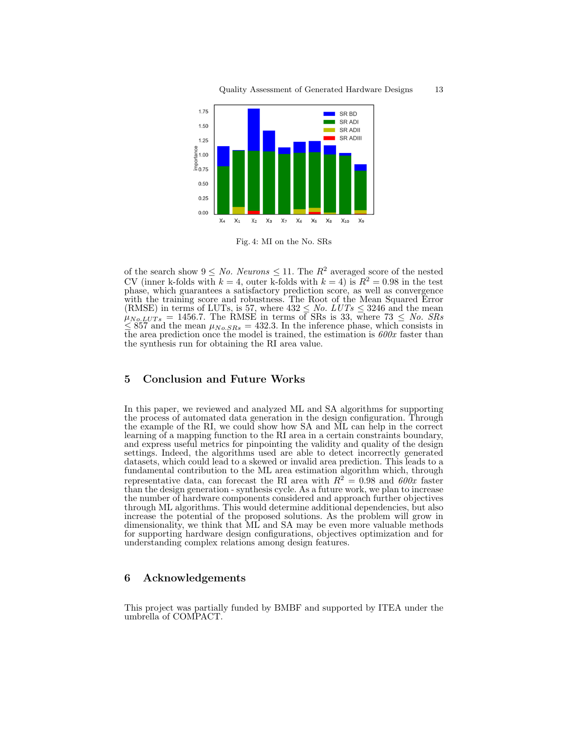Fig. 4: MI on the No. SRs

of the search show $9 \leq$ *No. Neurons* $\leq 11$. The $R^2$ averaged score of the nested CV (inner k-folds with $k = 4$, outer k-folds with $k = 4$) is $R^2 = 0.98$ in the test phase, which guarantees a satisfactory prediction score, as well as convergence with the training score and robustness. The Root of the Mean Squared Error (RMSE) in terms of LUTs, is 57, where $432 \leq$ *No. LUTs* $\leq 3246$ and the mean $\mu_{No.LUTs} = 1456.7$. The RMSE in terms of SRs is 33, where $73 \leq$ *No. SRs* $\leq 857$ and the mean $\mu_{No.SRs} = 432.3$. In the inference phase, which consists in the area prediction once the model is trained, the estimation is *600x* faster than the synthesis run for obtaining the RI area value.

## 5 Conclusion and Future Works

In this paper, we reviewed and analyzed ML and SA algorithms for supporting the process of automated data generation in the design configuration. Through the example of the RI, we could show how SA and ML can help in the correct learning of a mapping function to the RI area in a certain constraints boundary, and express useful metrics for pinpointing the validity and quality of the design settings. Indeed, the algorithms used are able to detect incorrectly generated datasets, which could lead to a skewed or invalid area prediction. This leads to a fundamental contribution to the ML area estimation algorithm which, through representative data, can forecast the RI area with $R^2 = 0.98$ and *600x* faster than the design generation - synthesis cycle. As a future work, we plan to increase the number of hardware components considered and approach further objectives through ML algorithms. This would determine additional dependencies, but also increase the potential of the proposed solutions. As the problem will grow in dimensionality, we think that ML and SA may be even more valuable methods for supporting hardware design configurations, objectives optimization and for understanding complex relations among design features.

## 6 Acknowledgements

This project was partially funded by BMBF and supported by ITEA under the umbrella of COMPACT.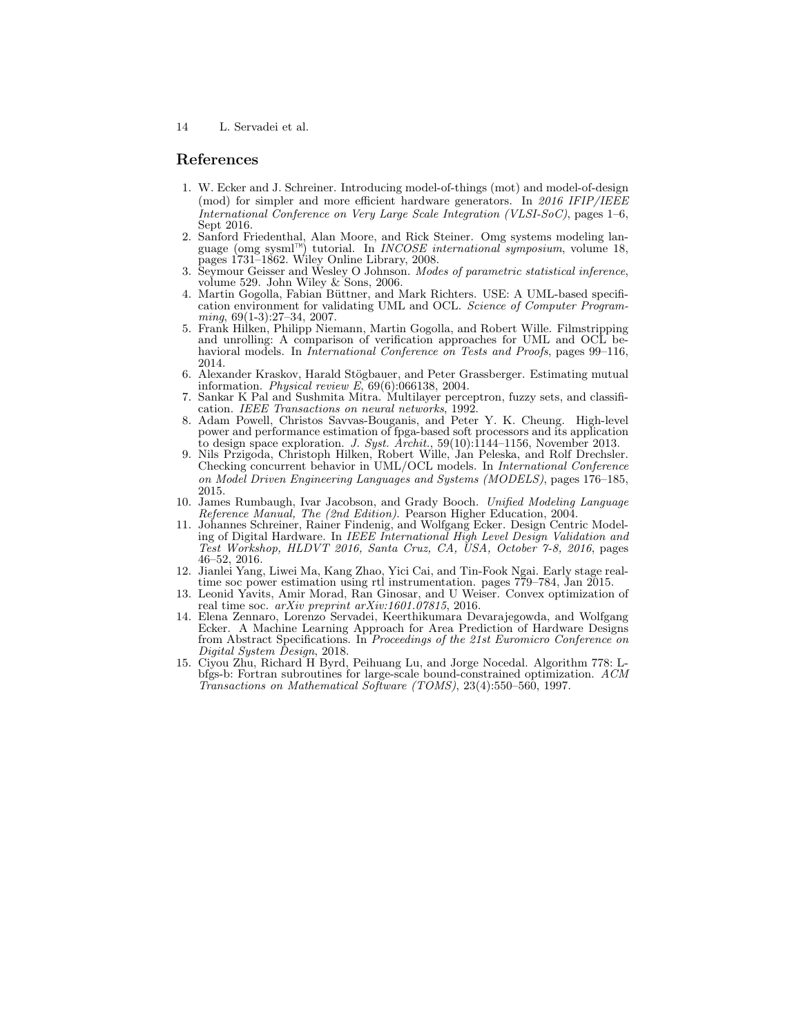## References

1. W. Ecker and J. Schreiner. Introducing model-of-things (mot) and model-of-design (mod) for simpler and more efficient hardware generators. In *2016 IFIP/IEEE International Conference on Very Large Scale Integration (VLSI-SoC)*, pages 1–6, Sept 2016.
2. Sanford Friedenthal, Alan Moore, and Rick Steiner. Omg systems modeling language (omg sysml™) tutorial. In *INCOSE international symposium*, volume 18, pages 1731–1862. Wiley Online Library, 2008.
3. Seymour Geisser and Wesley O Johnson. *Modes of parametric statistical inference*, volume 529. John Wiley & Sons, 2006.
4. Martin Gogolla, Fabian Büttner, and Mark Richters. USE: A UML-based specification environment for validating UML and OCL. *Science of Computer Programming*, 69(1-3):27–34, 2007.
5. Frank Hilken, Philipp Niemann, Martin Gogolla, and Robert Wille. Filmstripping and unrolling: A comparison of verification approaches for UML and OCL behavioral models. In *International Conference on Tests and Proofs*, pages 99–116, 2014.
6. Alexander Kraskov, Harald Stögbauer, and Peter Grassberger. Estimating mutual information. *Physical review E*, 69(6):066138, 2004.
7. Sankar K Pal and Sushmita Mitra. Multilayer perceptron, fuzzy sets, and classification. *IEEE Transactions on neural networks*, 1992.
8. Adam Powell, Christos Savvas-Bouganis, and Peter Y. K. Cheung. High-level power and performance estimation of fpga-based soft processors and its application to design space exploration. *J. Syst. Archit.*, 59(10):1144–1156, November 2013.
9. Nils Przigoda, Christoph Hilken, Robert Wille, Jan Peleska, and Rolf Drechsler. Checking concurrent behavior in UML/OCL models. In *International Conference on Model Driven Engineering Languages and Systems (MODELS)*, pages 176–185, 2015.
10. James Rumbaugh, Ivar Jacobson, and Grady Booch. *Unified Modeling Language Reference Manual, The (2nd Edition)*. Pearson Higher Education, 2004.
11. Johannes Schreiner, Rainer Findenig, and Wolfgang Ecker. Design Centric Modeling of Digital Hardware. In *IEEE International High Level Design Validation and Test Workshop, HLDVT 2016, Santa Cruz, CA, USA, October 7-8, 2016*, pages 46–52, 2016.
12. Jianlei Yang, Liwei Ma, Kang Zhao, Yici Cai, and Tin-Fook Ngai. Early stage real-time soc power estimation using rtl instrumentation. pages 779–784, Jan 2015.
13. Leonid Yavits, Amir Morad, Ran Ginosar, and U Weiser. Convex optimization of real time soc. *arXiv preprint arXiv:1601.07815*, 2016.
14. Elena Zennaro, Lorenzo Servadei, Keerthikumara Devarajegowda, and Wolfgang Ecker. A Machine Learning Approach for Area Prediction of Hardware Designs from Abstract Specifications. In *Proceedings of the 21st Euromicro Conference on Digital System Design*, 2018.
15. Ciyou Zhu, Richard H Byrd, Peihuang Lu, and Jorge Nocedal. Algorithm 778: L-bfgs-b: Fortran subroutines for large-scale bound-constrained optimization. *ACM Transactions on Mathematical Software (TOMS)*, 23(4):550–560, 1997.